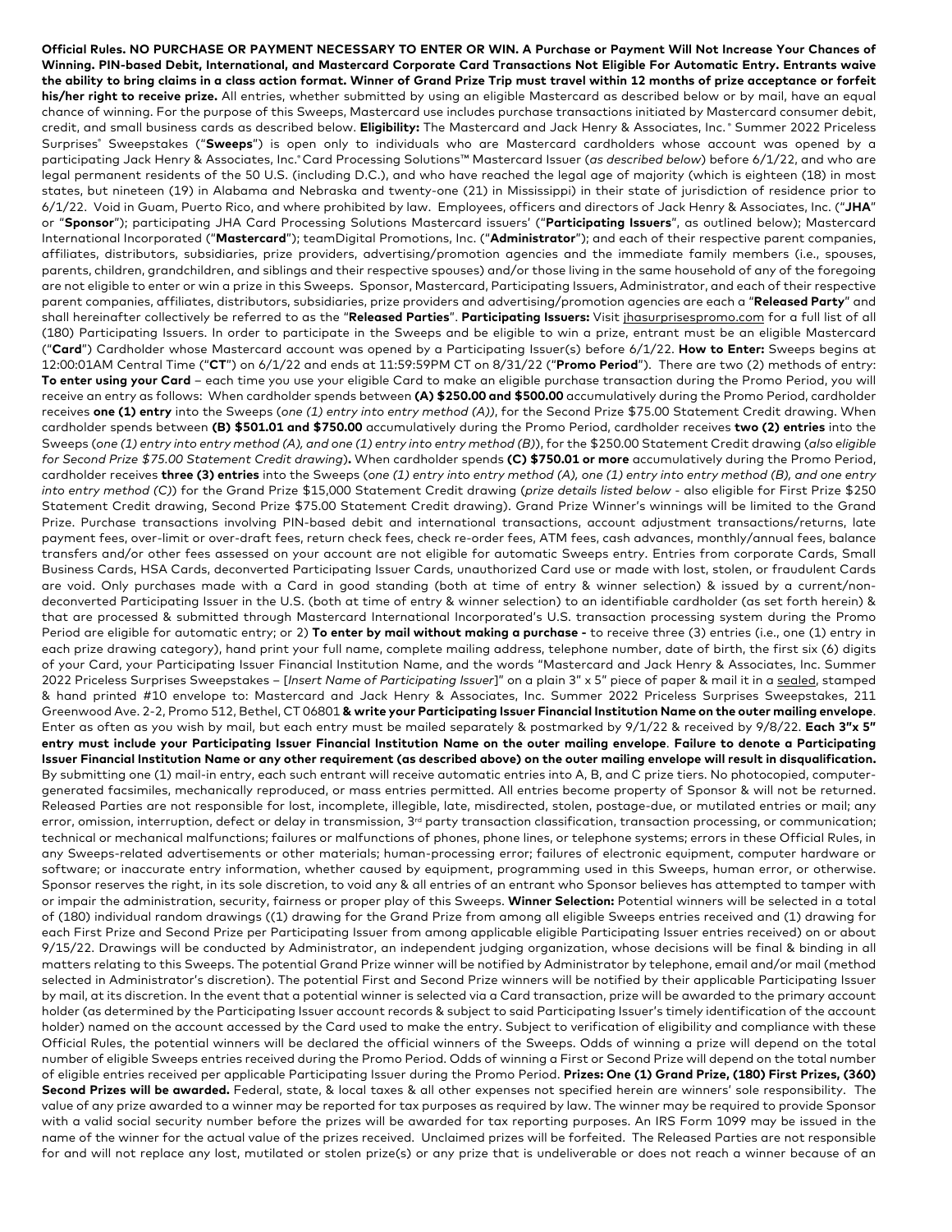**Official Rules. NO PURCHASE OR PAYMENT NECESSARY TO ENTER OR WIN. A Purchase or Payment Will Not Increase Your Chances of Winning. PIN-based Debit, International, and Mastercard Corporate Card Transactions Not Eligible For Automatic Entry. Entrants waive the ability to bring claims in a class action format. Winner of Grand Prize Trip must travel within 12 months of prize acceptance or forfeit his/her right to receive prize.** All entries, whether submitted by using an eligible Mastercard as described below or by mail, have an equal chance of winning. For the purpose of this Sweeps, Mastercard use includes purchase transactions initiated by Mastercard consumer debit, credit, and small business cards as described below. **Eligibility:** The Mastercard and Jack Henry & Associates, Inc.® Summer 2022 Priceless Surprises® Sweepstakes ("**Sweeps**") is open only to individuals who are Mastercard cardholders whose account was opened by a participating Jack Henry & Associates, Inc.® Card Processing Solutions™ Mastercard Issuer (*as described below*) before 6/1/22, and who are legal permanent residents of the 50 U.S. (including D.C.), and who have reached the legal age of majority (which is eighteen (18) in most states, but nineteen (19) in Alabama and Nebraska and twenty-one (21) in Mississippi) in their state of jurisdiction of residence prior to 6/1/22. Void in Guam, Puerto Rico, and where prohibited by law. Employees, officers and directors of Jack Henry & Associates, Inc. ("**JHA**" or "**Sponsor**"); participating JHA Card Processing Solutions Mastercard issuers' ("**Participating Issuers**", as outlined below); Mastercard International Incorporated ("**Mastercard**"); teamDigital Promotions, Inc. ("**Administrator**"); and each of their respective parent companies, affiliates, distributors, subsidiaries, prize providers, advertising/promotion agencies and the immediate family members (i.e., spouses, parents, children, grandchildren, and siblings and their respective spouses) and/or those living in the same household of any of the foregoing are not eligible to enter or win a prize in this Sweeps. Sponsor, Mastercard, Participating Issuers, Administrator, and each of their respective parent companies, affiliates, distributors, subsidiaries, prize providers and advertising/promotion agencies are each a "**Released Party**" and shall hereinafter collectively be referred to as the "**Released Parties**". **Participating Issuers:** Visit jhasurprisespromo.com for a full list of all (180) Participating Issuers. In order to participate in the Sweeps and be eligible to win a prize, entrant must be an eligible Mastercard ("**Card**") Cardholder whose Mastercard account was opened by a Participating Issuer(s) before 6/1/22. **How to Enter:** Sweeps begins at 12:00:01AM Central Time ("**CT**") on 6/1/22 and ends at 11:59:59PM CT on 8/31/22 ("**Promo Period**"). There are two (2) methods of entry: **To enter using your Card** – each time you use your eligible Card to make an eligible purchase transaction during the Promo Period, you will receive an entry as follows: When cardholder spends between **(A) $250.00 and $500.00** accumulatively during the Promo Period, cardholder receives **one (1) entry** into the Sweeps (*one (1) entry into entry method (A))*, for the Second Prize $75.00 Statement Credit drawing. When cardholder spends between **(B) $501.01 and $750.00** accumulatively during the Promo Period, cardholder receives **two (2) entries** into the Sweeps (*one (1) entry into entry method (A), and one (1) entry into entry method (B)*), for the $250.00 Statement Credit drawing (*also eligible for Second Prize $75.00 Statement Credit drawing*)**.** When cardholder spends **(C) $750.01 or more** accumulatively during the Promo Period, cardholder receives **three (3) entries** into the Sweeps (*one (1) entry into entry method (A), one (1) entry into entry method (B), and one entry into entry method (C)*) for the Grand Prize $15,000 Statement Credit drawing (*prize details listed below* - also eligible for First Prize $250 Statement Credit drawing, Second Prize $75.00 Statement Credit drawing). Grand Prize Winner's winnings will be limited to the Grand Prize. Purchase transactions involving PIN-based debit and international transactions, account adjustment transactions/returns, late payment fees, over-limit or over-draft fees, return check fees, check re-order fees, ATM fees, cash advances, monthly/annual fees, balance transfers and/or other fees assessed on your account are not eligible for automatic Sweeps entry. Entries from corporate Cards, Small Business Cards, HSA Cards, deconverted Participating Issuer Cards, unauthorized Card use or made with lost, stolen, or fraudulent Cards are void. Only purchases made with a Card in good standing (both at time of entry & winner selection) & issued by a current/non-deconverted Participating Issuer in the U.S. (both at time of entry & winner selection) to an identifiable cardholder (as set forth herein) & that are processed & submitted through Mastercard International Incorporated's U.S. transaction processing system during the Promo Period are eligible for automatic entry; or 2) **To enter by mail without making a purchase -** to receive three (3) entries (i.e., one (1) entry in each prize drawing category), hand print your full name, complete mailing address, telephone number, date of birth, the first six (6) digits of your Card, your Participating Issuer Financial Institution Name, and the words "Mastercard and Jack Henry & Associates, Inc. Summer 2022 Priceless Surprises Sweepstakes – [*Insert Name of Participating Issuer*]" on a plain 3" x 5" piece of paper & mail it in a sealed, stamped & hand printed #10 envelope to: Mastercard and Jack Henry & Associates, Inc. Summer 2022 Priceless Surprises Sweepstakes, 211 Greenwood Ave. 2-2, Promo 512, Bethel, CT 06801 **& write your Participating Issuer Financial Institution Name on the outer mailing envelope**. Enter as often as you wish by mail, but each entry must be mailed separately & postmarked by 9/1/22 & received by 9/8/22. **Each 3"x 5" entry must include your Participating Issuer Financial Institution Name on the outer mailing envelope**. **Failure to denote a Participating Issuer Financial Institution Name or any other requirement (as described above) on the outer mailing envelope will result in disqualification.** By submitting one (1) mail-in entry, each such entrant will receive automatic entries into A, B, and C prize tiers. No photocopied, computer-generated facsimiles, mechanically reproduced, or mass entries permitted. All entries become property of Sponsor & will not be returned. Released Parties are not responsible for lost, incomplete, illegible, late, misdirected, stolen, postage-due, or mutilated entries or mail; any error, omission, interruption, defect or delay in transmission, 3rd party transaction classification, transaction processing, or communication; technical or mechanical malfunctions; failures or malfunctions of phones, phone lines, or telephone systems; errors in these Official Rules, in any Sweeps-related advertisements or other materials; human-processing error; failures of electronic equipment, computer hardware or software; or inaccurate entry information, whether caused by equipment, programming used in this Sweeps, human error, or otherwise. Sponsor reserves the right, in its sole discretion, to void any & all entries of an entrant who Sponsor believes has attempted to tamper with or impair the administration, security, fairness or proper play of this Sweeps. **Winner Selection:** Potential winners will be selected in a total of (180) individual random drawings ((1) drawing for the Grand Prize from among all eligible Sweeps entries received and (1) drawing for each First Prize and Second Prize per Participating Issuer from among applicable eligible Participating Issuer entries received) on or about 9/15/22. Drawings will be conducted by Administrator, an independent judging organization, whose decisions will be final & binding in all matters relating to this Sweeps. The potential Grand Prize winner will be notified by Administrator by telephone, email and/or mail (method selected in Administrator's discretion). The potential First and Second Prize winners will be notified by their applicable Participating Issuer by mail, at its discretion. In the event that a potential winner is selected via a Card transaction, prize will be awarded to the primary account holder (as determined by the Participating Issuer account records & subject to said Participating Issuer's timely identification of the account holder) named on the account accessed by the Card used to make the entry. Subject to verification of eligibility and compliance with these Official Rules, the potential winners will be declared the official winners of the Sweeps. Odds of winning a prize will depend on the total number of eligible Sweeps entries received during the Promo Period. Odds of winning a First or Second Prize will depend on the total number of eligible entries received per applicable Participating Issuer during the Promo Period. **Prizes: One (1) Grand Prize, (180) First Prizes, (360) Second Prizes will be awarded.** Federal, state, & local taxes & all other expenses not specified herein are winners' sole responsibility. The value of any prize awarded to a winner may be reported for tax purposes as required by law. The winner may be required to provide Sponsor with a valid social security number before the prizes will be awarded for tax reporting purposes. An IRS Form 1099 may be issued in the name of the winner for the actual value of the prizes received. Unclaimed prizes will be forfeited. The Released Parties are not responsible for and will not replace any lost, mutilated or stolen prize(s) or any prize that is undeliverable or does not reach a winner because of an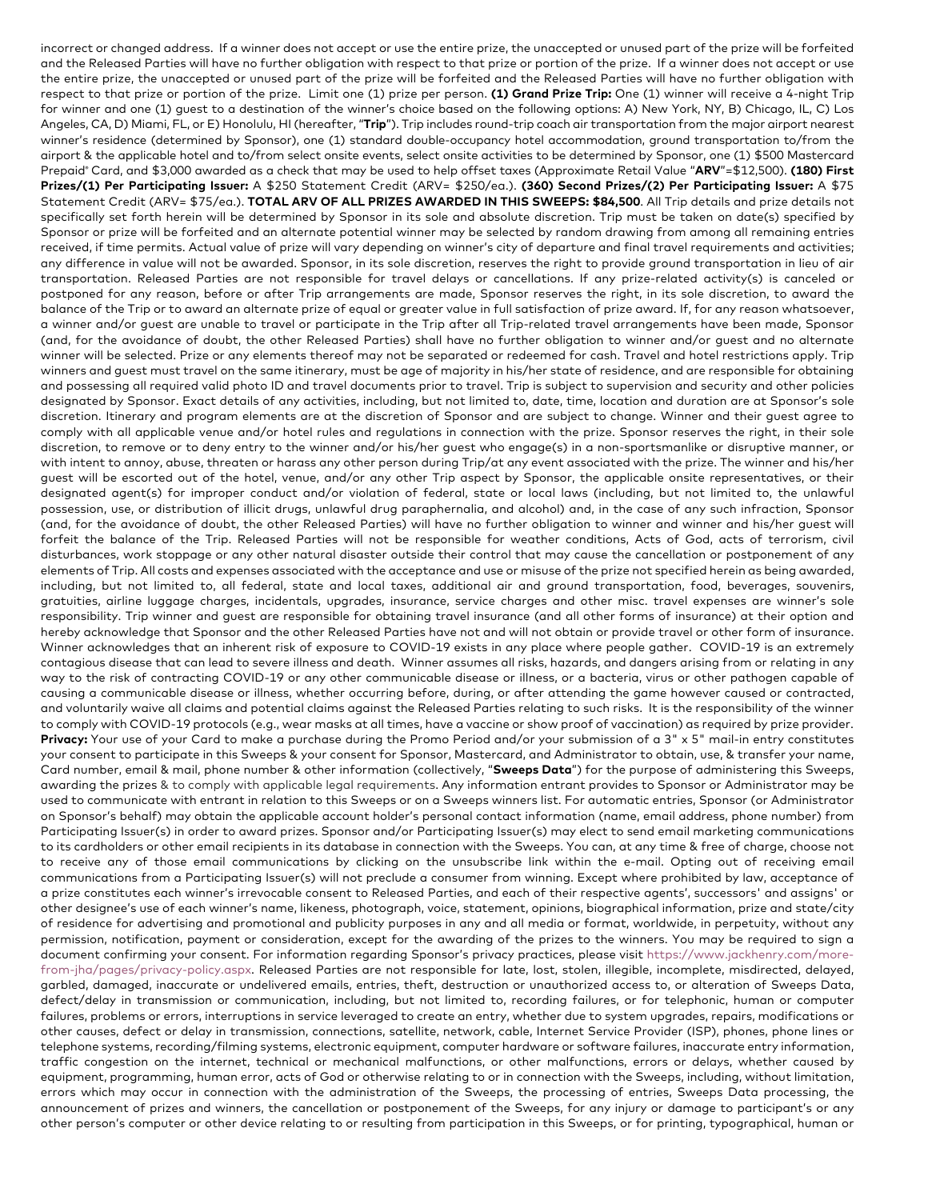incorrect or changed address. If a winner does not accept or use the entire prize, the unaccepted or unused part of the prize will be forfeited and the Released Parties will have no further obligation with respect to that prize or portion of the prize. If a winner does not accept or use the entire prize, the unaccepted or unused part of the prize will be forfeited and the Released Parties will have no further obligation with respect to that prize or portion of the prize. Limit one (1) prize per person. **(1) Grand Prize Trip:** One (1) winner will receive a 4-night Trip for winner and one (1) guest to a destination of the winner's choice based on the following options: A) New York, NY, B) Chicago, IL, C) Los Angeles, CA, D) Miami, FL, or E) Honolulu, HI (hereafter, "**Trip**"). Trip includes round-trip coach air transportation from the major airport nearest winner's residence (determined by Sponsor), one (1) standard double-occupancy hotel accommodation, ground transportation to/from the airport & the applicable hotel and to/from select onsite events, select onsite activities to be determined by Sponsor, one (1) $500 Mastercard Prepaid® Card, and $3,000 awarded as a check that may be used to help offset taxes (Approximate Retail Value "**ARV**"=$12,500). **(180) First Prizes/(1) Per Participating Issuer:** A $250 Statement Credit (ARV= $250/ea.). **(360) Second Prizes/(2) Per Participating Issuer:** A $75 Statement Credit (ARV= $75/ea.). **TOTAL ARV OF ALL PRIZES AWARDED IN THIS SWEEPS: $84,500**. All Trip details and prize details not specifically set forth herein will be determined by Sponsor in its sole and absolute discretion. Trip must be taken on date(s) specified by Sponsor or prize will be forfeited and an alternate potential winner may be selected by random drawing from among all remaining entries received, if time permits. Actual value of prize will vary depending on winner's city of departure and final travel requirements and activities; any difference in value will not be awarded. Sponsor, in its sole discretion, reserves the right to provide ground transportation in lieu of air transportation. Released Parties are not responsible for travel delays or cancellations. If any prize-related activity(s) is canceled or postponed for any reason, before or after Trip arrangements are made, Sponsor reserves the right, in its sole discretion, to award the balance of the Trip or to award an alternate prize of equal or greater value in full satisfaction of prize award. If, for any reason whatsoever, a winner and/or guest are unable to travel or participate in the Trip after all Trip-related travel arrangements have been made, Sponsor (and, for the avoidance of doubt, the other Released Parties) shall have no further obligation to winner and/or guest and no alternate winner will be selected. Prize or any elements thereof may not be separated or redeemed for cash. Travel and hotel restrictions apply. Trip winners and guest must travel on the same itinerary, must be age of majority in his/her state of residence, and are responsible for obtaining and possessing all required valid photo ID and travel documents prior to travel. Trip is subject to supervision and security and other policies designated by Sponsor. Exact details of any activities, including, but not limited to, date, time, location and duration are at Sponsor's sole discretion. Itinerary and program elements are at the discretion of Sponsor and are subject to change. Winner and their guest agree to comply with all applicable venue and/or hotel rules and regulations in connection with the prize. Sponsor reserves the right, in their sole discretion, to remove or to deny entry to the winner and/or his/her guest who engage(s) in a non-sportsmanlike or disruptive manner, or with intent to annoy, abuse, threaten or harass any other person during Trip/at any event associated with the prize. The winner and his/her guest will be escorted out of the hotel, venue, and/or any other Trip aspect by Sponsor, the applicable onsite representatives, or their designated agent(s) for improper conduct and/or violation of federal, state or local laws (including, but not limited to, the unlawful possession, use, or distribution of illicit drugs, unlawful drug paraphernalia, and alcohol) and, in the case of any such infraction, Sponsor (and, for the avoidance of doubt, the other Released Parties) will have no further obligation to winner and winner and his/her guest will forfeit the balance of the Trip. Released Parties will not be responsible for weather conditions, Acts of God, acts of terrorism, civil disturbances, work stoppage or any other natural disaster outside their control that may cause the cancellation or postponement of any elements of Trip. All costs and expenses associated with the acceptance and use or misuse of the prize not specified herein as being awarded, including, but not limited to, all federal, state and local taxes, additional air and ground transportation, food, beverages, souvenirs, gratuities, airline luggage charges, incidentals, upgrades, insurance, service charges and other misc. travel expenses are winner's sole responsibility. Trip winner and guest are responsible for obtaining travel insurance (and all other forms of insurance) at their option and hereby acknowledge that Sponsor and the other Released Parties have not and will not obtain or provide travel or other form of insurance. Winner acknowledges that an inherent risk of exposure to COVID-19 exists in any place where people gather. COVID-19 is an extremely contagious disease that can lead to severe illness and death. Winner assumes all risks, hazards, and dangers arising from or relating in any way to the risk of contracting COVID-19 or any other communicable disease or illness, or a bacteria, virus or other pathogen capable of causing a communicable disease or illness, whether occurring before, during, or after attending the game however caused or contracted, and voluntarily waive all claims and potential claims against the Released Parties relating to such risks. It is the responsibility of the winner to comply with COVID-19 protocols (e.g., wear masks at all times, have a vaccine or show proof of vaccination) as required by prize provider. **Privacy:** Your use of your Card to make a purchase during the Promo Period and/or your submission of a 3" x 5" mail-in entry constitutes your consent to participate in this Sweeps & your consent for Sponsor, Mastercard, and Administrator to obtain, use, & transfer your name, Card number, email & mail, phone number & other information (collectively, "**Sweeps Data**") for the purpose of administering this Sweeps, awarding the prizes & to comply with applicable legal requirements. Any information entrant provides to Sponsor or Administrator may be used to communicate with entrant in relation to this Sweeps or on a Sweeps winners list. For automatic entries, Sponsor (or Administrator on Sponsor's behalf) may obtain the applicable account holder's personal contact information (name, email address, phone number) from Participating Issuer(s) in order to award prizes. Sponsor and/or Participating Issuer(s) may elect to send email marketing communications to its cardholders or other email recipients in its database in connection with the Sweeps. You can, at any time & free of charge, choose not to receive any of those email communications by clicking on the unsubscribe link within the e-mail. Opting out of receiving email communications from a Participating Issuer(s) will not preclude a consumer from winning. Except where prohibited by law, acceptance of a prize constitutes each winner's irrevocable consent to Released Parties, and each of their respective agents', successors' and assigns' or other designee's use of each winner's name, likeness, photograph, voice, statement, opinions, biographical information, prize and state/city of residence for advertising and promotional and publicity purposes in any and all media or format, worldwide, in perpetuity, without any permission, notification, payment or consideration, except for the awarding of the prizes to the winners. You may be required to sign a document confirming your consent. For information regarding Sponsor's privacy practices, please visit https://www.jackhenry.com/more-from-jha/pages/privacy-policy.aspx. Released Parties are not responsible for late, lost, stolen, illegible, incomplete, misdirected, delayed, garbled, damaged, inaccurate or undelivered emails, entries, theft, destruction or unauthorized access to, or alteration of Sweeps Data, defect/delay in transmission or communication, including, but not limited to, recording failures, or for telephonic, human or computer failures, problems or errors, interruptions in service leveraged to create an entry, whether due to system upgrades, repairs, modifications or other causes, defect or delay in transmission, connections, satellite, network, cable, Internet Service Provider (ISP), phones, phone lines or telephone systems, recording/filming systems, electronic equipment, computer hardware or software failures, inaccurate entry information, traffic congestion on the internet, technical or mechanical malfunctions, or other malfunctions, errors or delays, whether caused by equipment, programming, human error, acts of God or otherwise relating to or in connection with the Sweeps, including, without limitation, errors which may occur in connection with the administration of the Sweeps, the processing of entries, Sweeps Data processing, the announcement of prizes and winners, the cancellation or postponement of the Sweeps, for any injury or damage to participant's or any other person's computer or other device relating to or resulting from participation in this Sweeps, or for printing, typographical, human or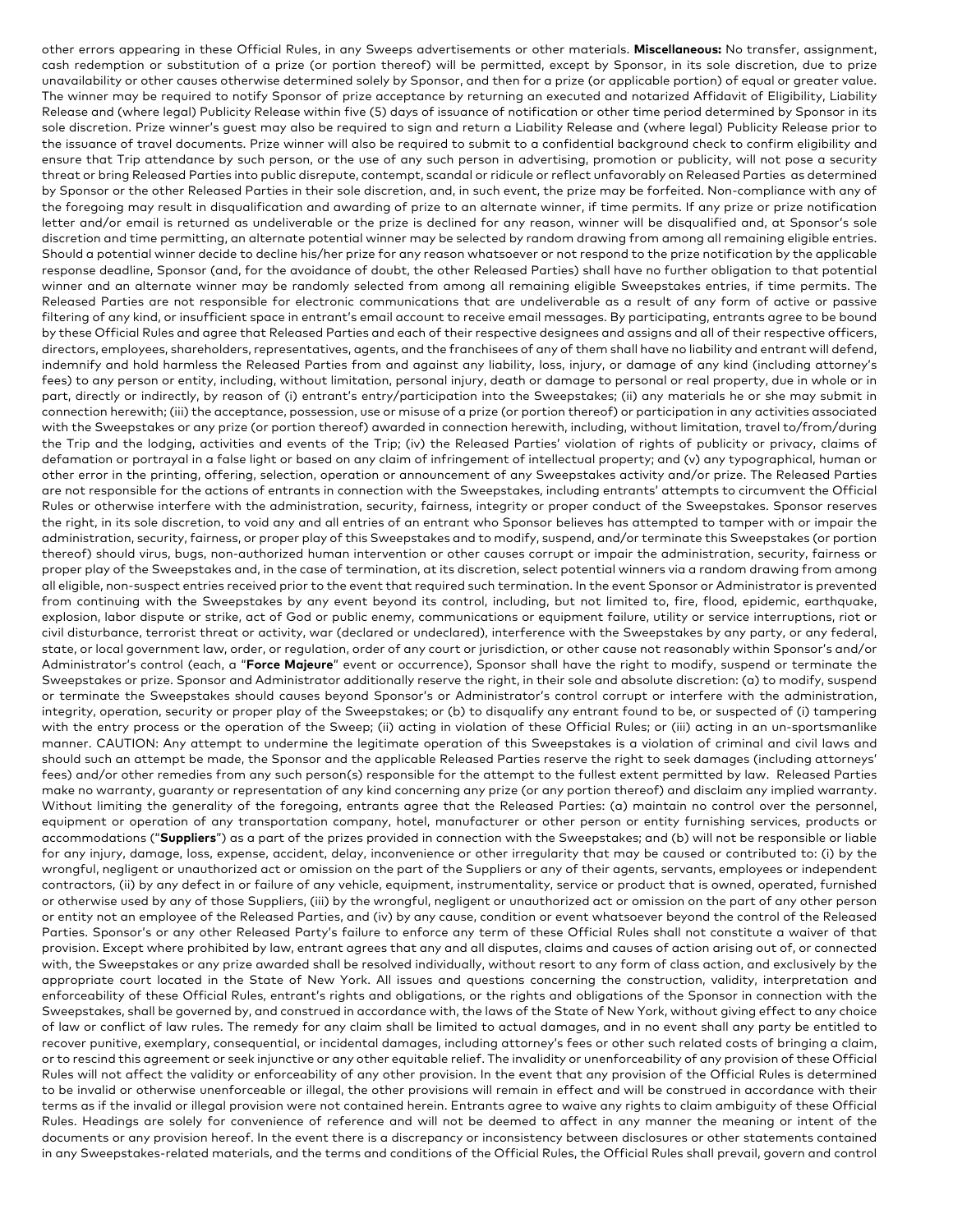other errors appearing in these Official Rules, in any Sweeps advertisements or other materials. **Miscellaneous:** No transfer, assignment, cash redemption or substitution of a prize (or portion thereof) will be permitted, except by Sponsor, in its sole discretion, due to prize unavailability or other causes otherwise determined solely by Sponsor, and then for a prize (or applicable portion) of equal or greater value. The winner may be required to notify Sponsor of prize acceptance by returning an executed and notarized Affidavit of Eligibility, Liability Release and (where legal) Publicity Release within five (5) days of issuance of notification or other time period determined by Sponsor in its sole discretion. Prize winner's guest may also be required to sign and return a Liability Release and (where legal) Publicity Release prior to the issuance of travel documents. Prize winner will also be required to submit to a confidential background check to confirm eligibility and ensure that Trip attendance by such person, or the use of any such person in advertising, promotion or publicity, will not pose a security threat or bring Released Parties into public disrepute, contempt, scandal or ridicule or reflect unfavorably on Released Parties as determined by Sponsor or the other Released Parties in their sole discretion, and, in such event, the prize may be forfeited. Non-compliance with any of the foregoing may result in disqualification and awarding of prize to an alternate winner, if time permits. If any prize or prize notification letter and/or email is returned as undeliverable or the prize is declined for any reason, winner will be disqualified and, at Sponsor's sole discretion and time permitting, an alternate potential winner may be selected by random drawing from among all remaining eligible entries. Should a potential winner decide to decline his/her prize for any reason whatsoever or not respond to the prize notification by the applicable response deadline, Sponsor (and, for the avoidance of doubt, the other Released Parties) shall have no further obligation to that potential winner and an alternate winner may be randomly selected from among all remaining eligible Sweepstakes entries, if time permits. The Released Parties are not responsible for electronic communications that are undeliverable as a result of any form of active or passive filtering of any kind, or insufficient space in entrant's email account to receive email messages. By participating, entrants agree to be bound by these Official Rules and agree that Released Parties and each of their respective designees and assigns and all of their respective officers, directors, employees, shareholders, representatives, agents, and the franchisees of any of them shall have no liability and entrant will defend, indemnify and hold harmless the Released Parties from and against any liability, loss, injury, or damage of any kind (including attorney's fees) to any person or entity, including, without limitation, personal injury, death or damage to personal or real property, due in whole or in part, directly or indirectly, by reason of (i) entrant's entry/participation into the Sweepstakes; (ii) any materials he or she may submit in connection herewith; (iii) the acceptance, possession, use or misuse of a prize (or portion thereof) or participation in any activities associated with the Sweepstakes or any prize (or portion thereof) awarded in connection herewith, including, without limitation, travel to/from/during the Trip and the lodging, activities and events of the Trip; (iv) the Released Parties' violation of rights of publicity or privacy, claims of defamation or portrayal in a false light or based on any claim of infringement of intellectual property; and (v) any typographical, human or other error in the printing, offering, selection, operation or announcement of any Sweepstakes activity and/or prize. The Released Parties are not responsible for the actions of entrants in connection with the Sweepstakes, including entrants' attempts to circumvent the Official Rules or otherwise interfere with the administration, security, fairness, integrity or proper conduct of the Sweepstakes. Sponsor reserves the right, in its sole discretion, to void any and all entries of an entrant who Sponsor believes has attempted to tamper with or impair the administration, security, fairness, or proper play of this Sweepstakes and to modify, suspend, and/or terminate this Sweepstakes (or portion thereof) should virus, bugs, non-authorized human intervention or other causes corrupt or impair the administration, security, fairness or proper play of the Sweepstakes and, in the case of termination, at its discretion, select potential winners via a random drawing from among all eligible, non-suspect entries received prior to the event that required such termination. In the event Sponsor or Administrator is prevented from continuing with the Sweepstakes by any event beyond its control, including, but not limited to, fire, flood, epidemic, earthquake, explosion, labor dispute or strike, act of God or public enemy, communications or equipment failure, utility or service interruptions, riot or civil disturbance, terrorist threat or activity, war (declared or undeclared), interference with the Sweepstakes by any party, or any federal, state, or local government law, order, or regulation, order of any court or jurisdiction, or other cause not reasonably within Sponsor's and/or Administrator's control (each, a "**Force Majeure**" event or occurrence), Sponsor shall have the right to modify, suspend or terminate the Sweepstakes or prize. Sponsor and Administrator additionally reserve the right, in their sole and absolute discretion: (a) to modify, suspend or terminate the Sweepstakes should causes beyond Sponsor's or Administrator's control corrupt or interfere with the administration, integrity, operation, security or proper play of the Sweepstakes; or (b) to disqualify any entrant found to be, or suspected of (i) tampering with the entry process or the operation of the Sweep; (ii) acting in violation of these Official Rules; or (iii) acting in an un-sportsmanlike manner. CAUTION: Any attempt to undermine the legitimate operation of this Sweepstakes is a violation of criminal and civil laws and should such an attempt be made, the Sponsor and the applicable Released Parties reserve the right to seek damages (including attorneys' fees) and/or other remedies from any such person(s) responsible for the attempt to the fullest extent permitted by law. Released Parties make no warranty, guaranty or representation of any kind concerning any prize (or any portion thereof) and disclaim any implied warranty. Without limiting the generality of the foregoing, entrants agree that the Released Parties: (a) maintain no control over the personnel, equipment or operation of any transportation company, hotel, manufacturer or other person or entity furnishing services, products or accommodations ("**Suppliers**") as a part of the prizes provided in connection with the Sweepstakes; and (b) will not be responsible or liable for any injury, damage, loss, expense, accident, delay, inconvenience or other irregularity that may be caused or contributed to: (i) by the wrongful, negligent or unauthorized act or omission on the part of the Suppliers or any of their agents, servants, employees or independent contractors, (ii) by any defect in or failure of any vehicle, equipment, instrumentality, service or product that is owned, operated, furnished or otherwise used by any of those Suppliers, (iii) by the wrongful, negligent or unauthorized act or omission on the part of any other person or entity not an employee of the Released Parties, and (iv) by any cause, condition or event whatsoever beyond the control of the Released Parties. Sponsor's or any other Released Party's failure to enforce any term of these Official Rules shall not constitute a waiver of that provision. Except where prohibited by law, entrant agrees that any and all disputes, claims and causes of action arising out of, or connected with, the Sweepstakes or any prize awarded shall be resolved individually, without resort to any form of class action, and exclusively by the appropriate court located in the State of New York. All issues and questions concerning the construction, validity, interpretation and enforceability of these Official Rules, entrant's rights and obligations, or the rights and obligations of the Sponsor in connection with the Sweepstakes, shall be governed by, and construed in accordance with, the laws of the State of New York, without giving effect to any choice of law or conflict of law rules. The remedy for any claim shall be limited to actual damages, and in no event shall any party be entitled to recover punitive, exemplary, consequential, or incidental damages, including attorney's fees or other such related costs of bringing a claim, or to rescind this agreement or seek injunctive or any other equitable relief. The invalidity or unenforceability of any provision of these Official Rules will not affect the validity or enforceability of any other provision. In the event that any provision of the Official Rules is determined to be invalid or otherwise unenforceable or illegal, the other provisions will remain in effect and will be construed in accordance with their terms as if the invalid or illegal provision were not contained herein. Entrants agree to waive any rights to claim ambiguity of these Official Rules. Headings are solely for convenience of reference and will not be deemed to affect in any manner the meaning or intent of the documents or any provision hereof. In the event there is a discrepancy or inconsistency between disclosures or other statements contained in any Sweepstakes-related materials, and the terms and conditions of the Official Rules, the Official Rules shall prevail, govern and control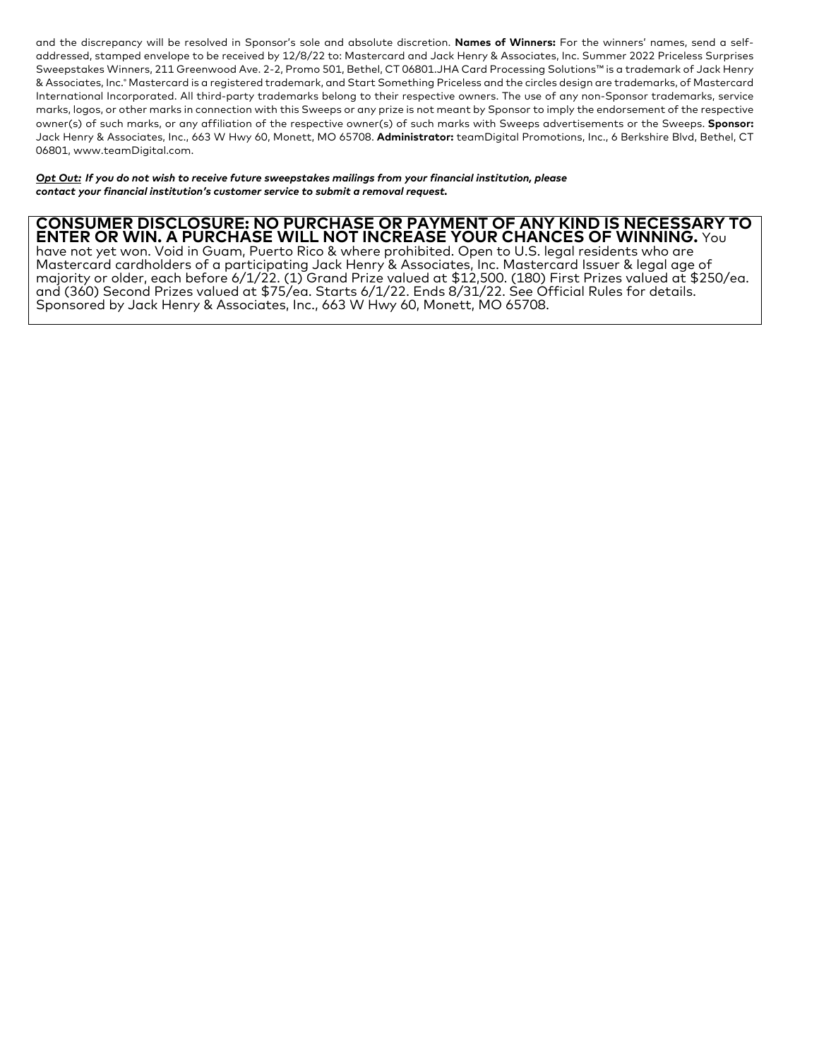and the discrepancy will be resolved in Sponsor's sole and absolute discretion. **Names of Winners:** For the winners' names, send a self-addressed, stamped envelope to be received by 12/8/22 to: Mastercard and Jack Henry & Associates, Inc. Summer 2022 Priceless Surprises Sweepstakes Winners, 211 Greenwood Ave. 2-2, Promo 501, Bethel, CT 06801.JHA Card Processing Solutions™ is a trademark of Jack Henry & Associates, Inc.® Mastercard is a registered trademark, and Start Something Priceless and the circles design are trademarks, of Mastercard International Incorporated. All third-party trademarks belong to their respective owners. The use of any non-Sponsor trademarks, service marks, logos, or other marks in connection with this Sweeps or any prize is not meant by Sponsor to imply the endorsement of the respective owner(s) of such marks, or any affiliation of the respective owner(s) of such marks with Sweeps advertisements or the Sweeps. **Sponsor:** Jack Henry & Associates, Inc., 663 W Hwy 60, Monett, MO 65708. **Administrator:** teamDigital Promotions, Inc., 6 Berkshire Blvd, Bethel, CT 06801, www.teamDigital.com.

***Opt Out:*** ***If you do not wish to receive future sweepstakes mailings from your financial institution, please contact your financial institution's customer service to submit a removal request.***

**CONSUMER DISCLOSURE: NO PURCHASE OR PAYMENT OF ANY KIND IS NECESSARY TO ENTER OR WIN. A PURCHASE WILL NOT INCREASE YOUR CHANCES OF WINNING.** You have not yet won. Void in Guam, Puerto Rico & where prohibited. Open to U.S. legal residents who are Mastercard cardholders of a participating Jack Henry & Associates, Inc. Mastercard Issuer & legal age of majority or older, each before 6/1/22. (1) Grand Prize valued at $12,500. (180) First Prizes valued at $250/ea. and (360) Second Prizes valued at $75/ea. Starts 6/1/22. Ends 8/31/22. See Official Rules for details. Sponsored by Jack Henry & Associates, Inc., 663 W Hwy 60, Monett, MO 65708.